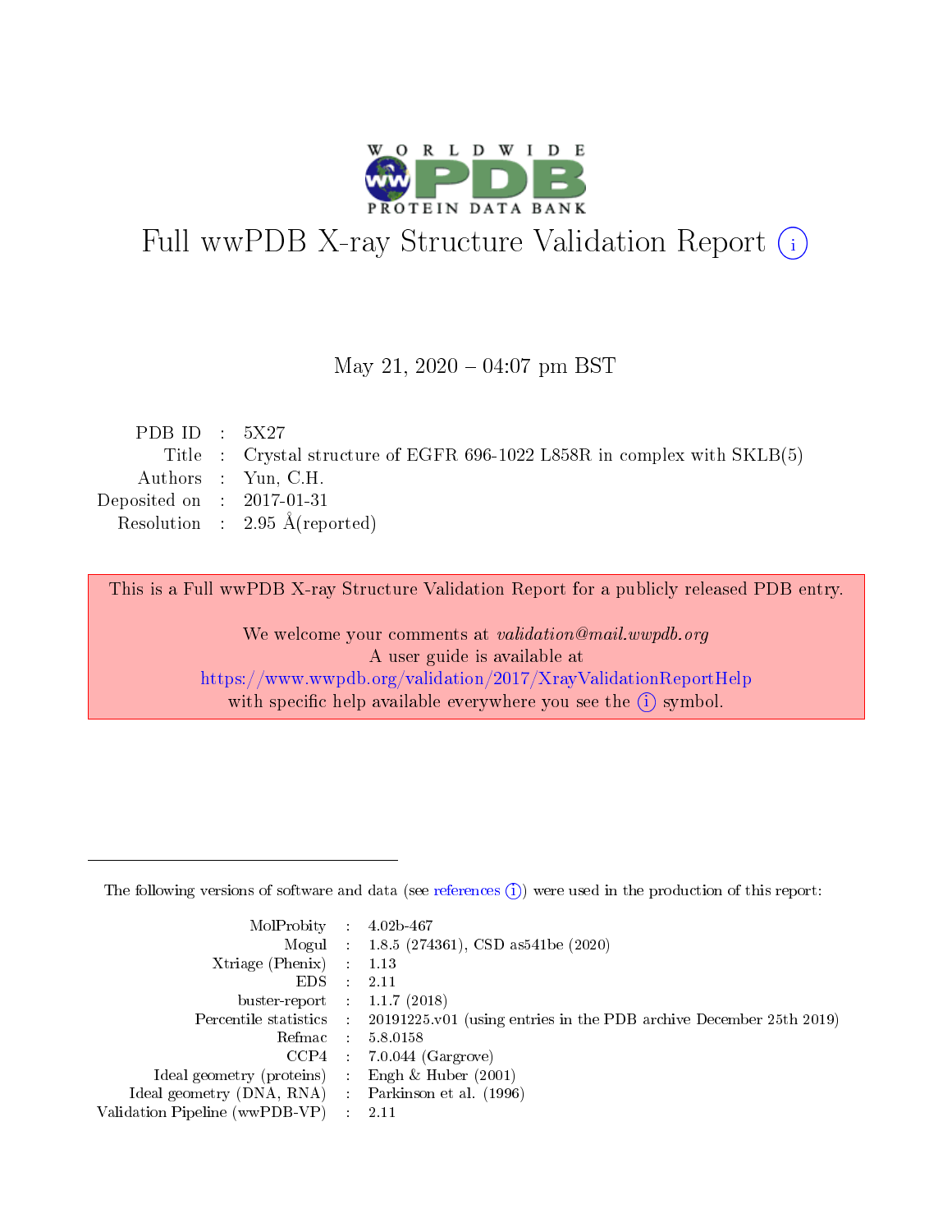# Full wwPDB X-ray Structure Validation Report (i)

May 21, 2020 – 04:07 pm BST

| | | |
|---|---|---|
| PDB ID | : | 5X27 |
| Title | : | Crystal structure of EGFR 696-1022 L858R in complex with SKLB(5) |
| Authors | : | Yun, C.H. |
| Deposited on | : | 2017-01-31 |
| Resolution | : | 2.95 Å(reported) |

This is a Full wwPDB X-ray Structure Validation Report for a publicly released PDB entry.

We welcome your comments at *validation@mail.wwpdb.org*
A user guide is available at
https://www.wwpdb.org/validation/2017/XrayValidationReportHelp
with specific help available everywhere you see the (i) symbol.

The following versions of software and data (see references (i)) were used in the production of this report:

| | | |
|---|---|---|
| MolProbity | : | 4.02b-467 |
| Mogul | : | 1.8.5 (274361), CSD as541be (2020) |
| Xtriage (Phenix) | : | 1.13 |
| EDS | : | 2.11 |
| buster-report | : | 1.1.7 (2018) |
| Percentile statistics | : | 20191225.v01 (using entries in the PDB archive December 25th 2019) |
| Refmac | : | 5.8.0158 |
| CCP4 | : | 7.0.044 (Gargrove) |
| Ideal geometry (proteins) | : | Engh & Huber (2001) |
| Ideal geometry (DNA, RNA) | : | Parkinson et al. (1996) |
| Validation Pipeline (wwPDB-VP) | : | 2.11 |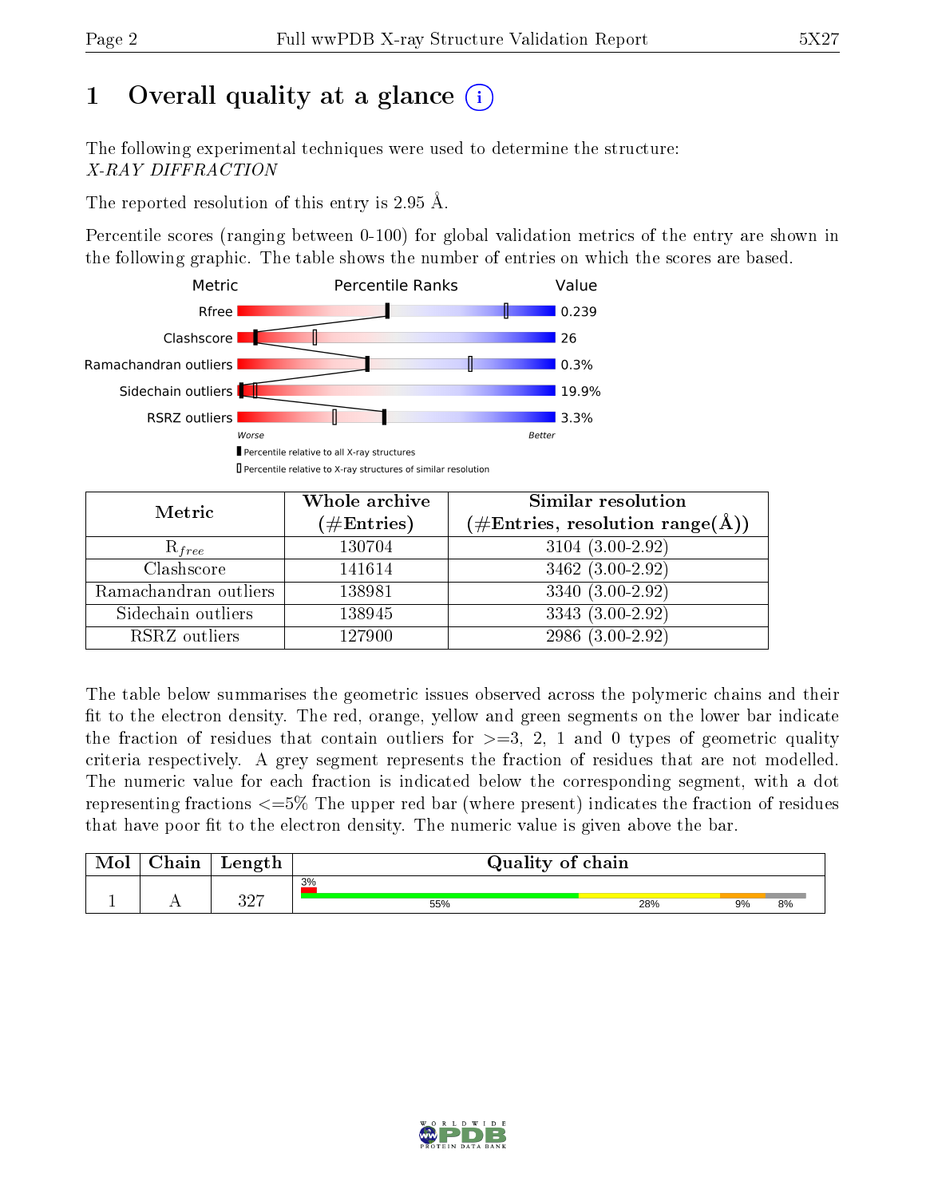# 1 Overall quality at a glance

The following experimental techniques were used to determine the structure:
*X-RAY DIFFRACTION*

The reported resolution of this entry is 2.95 Å.

Percentile scores (ranging between 0-100) for global validation metrics of the entry are shown in the following graphic. The table shows the number of entries on which the scores are based.

| Metric | Value |
|---|---|
| Rfree | 0.239 |
| Clashscore | 26 |
| Ramachandran outliers | 0.3% |
| Sidechain outliers | 19.9% |
| RSRZ outliers | 3.3% |

| Metric | Whole archive (#Entries) | Similar resolution (#Entries, resolution range(Å)) |
|---|---|---|
| $R_{free}$ | 130704 | 3104 (3.00-2.92) |
| Clashscore | 141614 | 3462 (3.00-2.92) |
| Ramachandran outliers | 138981 | 3340 (3.00-2.92) |
| Sidechain outliers | 138945 | 3343 (3.00-2.92) |
| RSRZ outliers | 127900 | 2986 (3.00-2.92) |

The table below summarises the geometric issues observed across the polymeric chains and their fit to the electron density. The red, orange, yellow and green segments on the lower bar indicate the fraction of residues that contain outliers for >=3, 2, 1 and 0 types of geometric quality criteria respectively. A grey segment represents the fraction of residues that are not modelled. The numeric value for each fraction is indicated below the corresponding segment, with a dot representing fractions <=5% The upper red bar (where present) indicates the fraction of residues that have poor fit to the electron density. The numeric value is given above the bar.

| Mol | Chain | Length | Quality of chain |
|---|---|---|---|
| 1 | A | 327 | 3% (poor fit); 55%, 28%, 9%, 8% |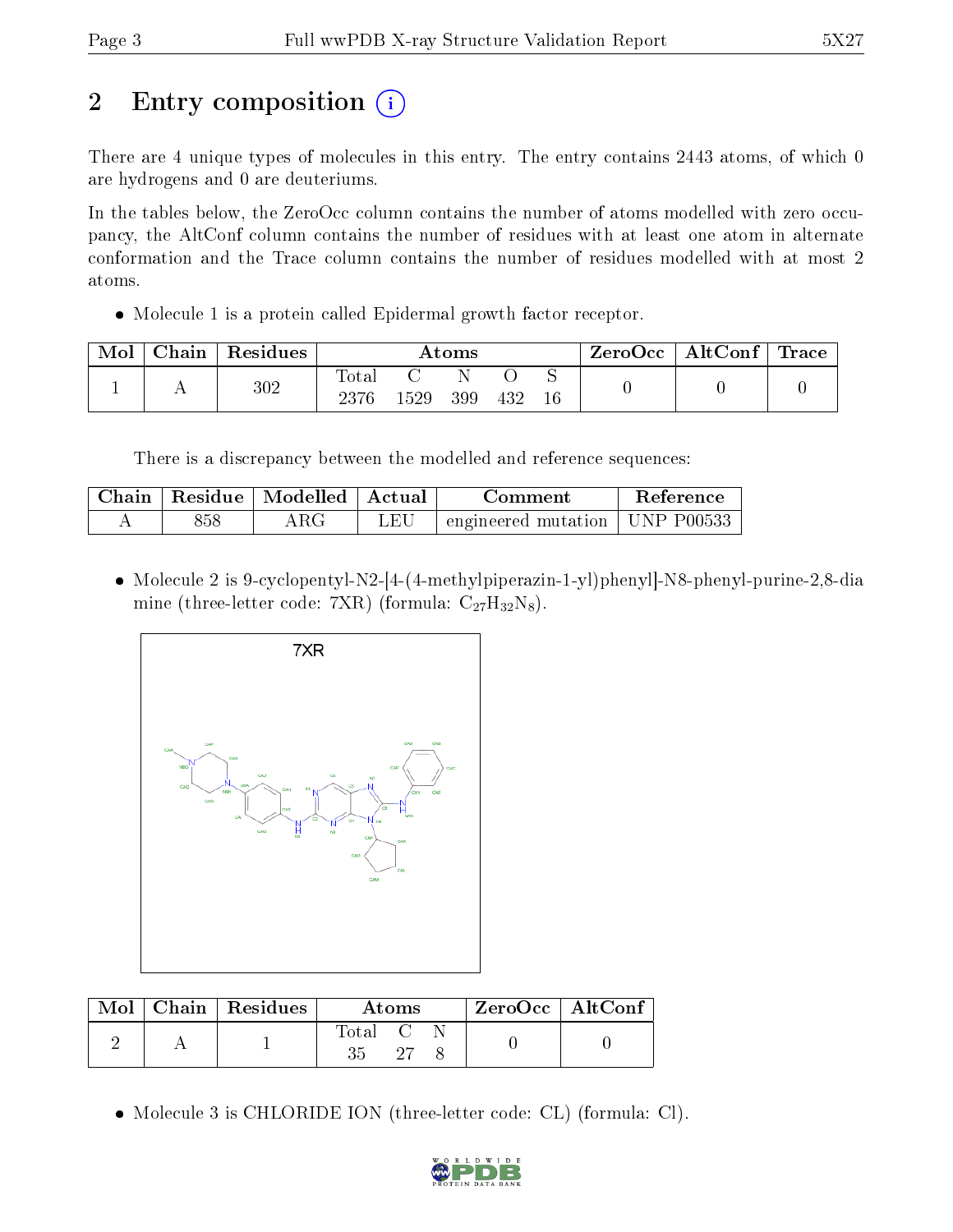# 2 Entry composition

There are 4 unique types of molecules in this entry. The entry contains 2443 atoms, of which 0 are hydrogens and 0 are deuteriums.

In the tables below, the ZeroOcc column contains the number of atoms modelled with zero occupancy, the AltConf column contains the number of residues with at least one atom in alternate conformation and the Trace column contains the number of residues modelled with at most 2 atoms.

- Molecule 1 is a protein called Epidermal growth factor receptor.

| Mol | Chain | Residues | Atoms | | | | | ZeroOcc | AltConf | Trace |
|---|---|---|---|---|---|---|---|---|---|---|
| 1 | A | 302 | Total 2376 | C 1529 | N 399 | O 432 | S 16 | 0 | 0 | 0 |

There is a discrepancy between the modelled and reference sequences:

| Chain | Residue | Modelled | Actual | Comment | Reference |
|---|---|---|---|---|---|
| A | 858 | ARG | LEU | engineered mutation | UNP P00533 |

- Molecule 2 is 9-cyclopentyl-N2-[4-(4-methylpiperazin-1-yl)phenyl]-N8-phenyl-purine-2,8-diamine (three-letter code: 7XR) (formula: $C_{27}H_{32}N_8$).

| Mol | Chain | Residues | Atoms | | | ZeroOcc | AltConf |
|---|---|---|---|---|---|---|---|
| 2 | A | 1 | Total 35 | C 27 | N 8 | 0 | 0 |

- Molecule 3 is CHLORIDE ION (three-letter code: CL) (formula: Cl).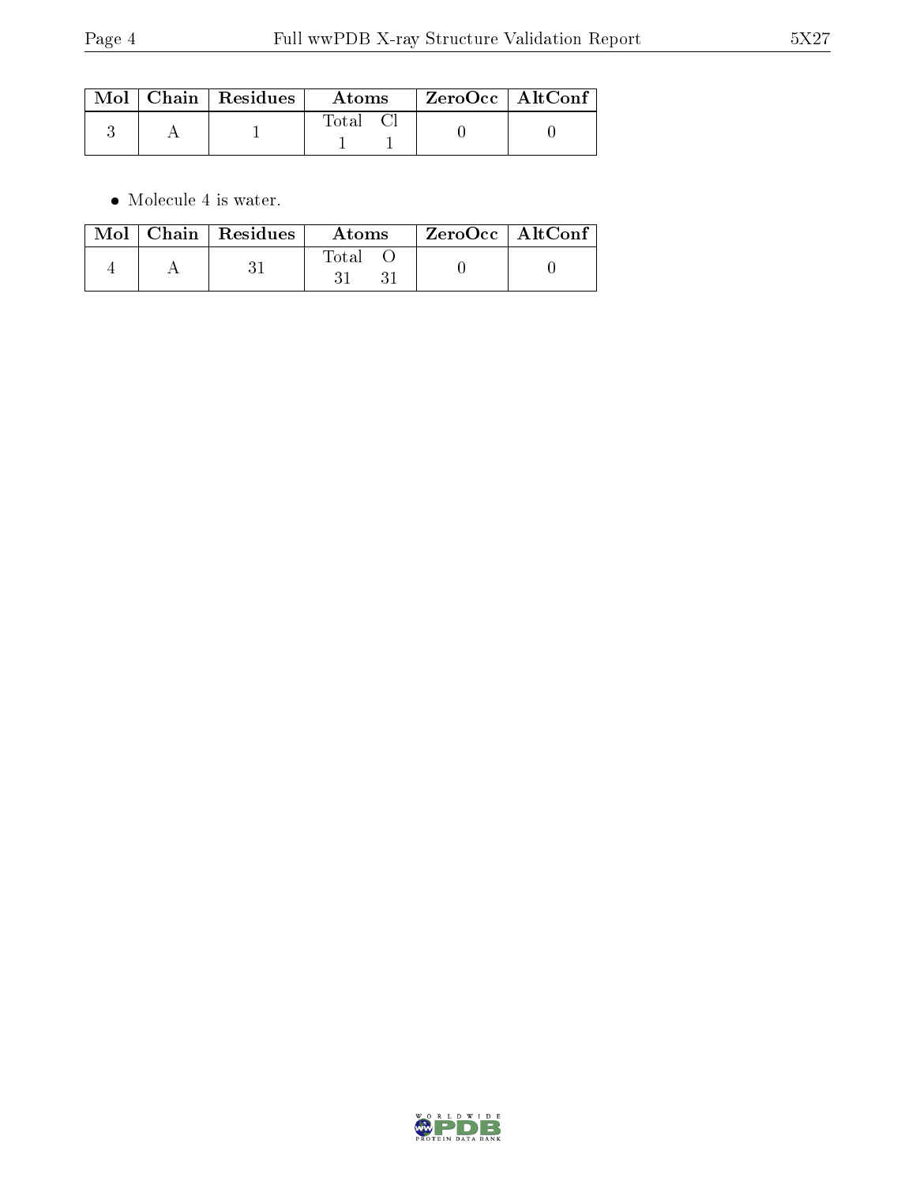| Mol | Chain | Residues | Atoms | | ZeroOcc | AltConf |
|---|---|---|---|---|---|---|
| | | | Total | Cl | | |
| 3 | A | 1 | 1 | 1 | 0 | 0 |

- Molecule 4 is water.

| Mol | Chain | Residues | Atoms | | ZeroOcc | AltConf |
|---|---|---|---|---|---|---|
| | | | Total | O | | |
| 4 | A | 31 | 31 | 31 | 0 | 0 |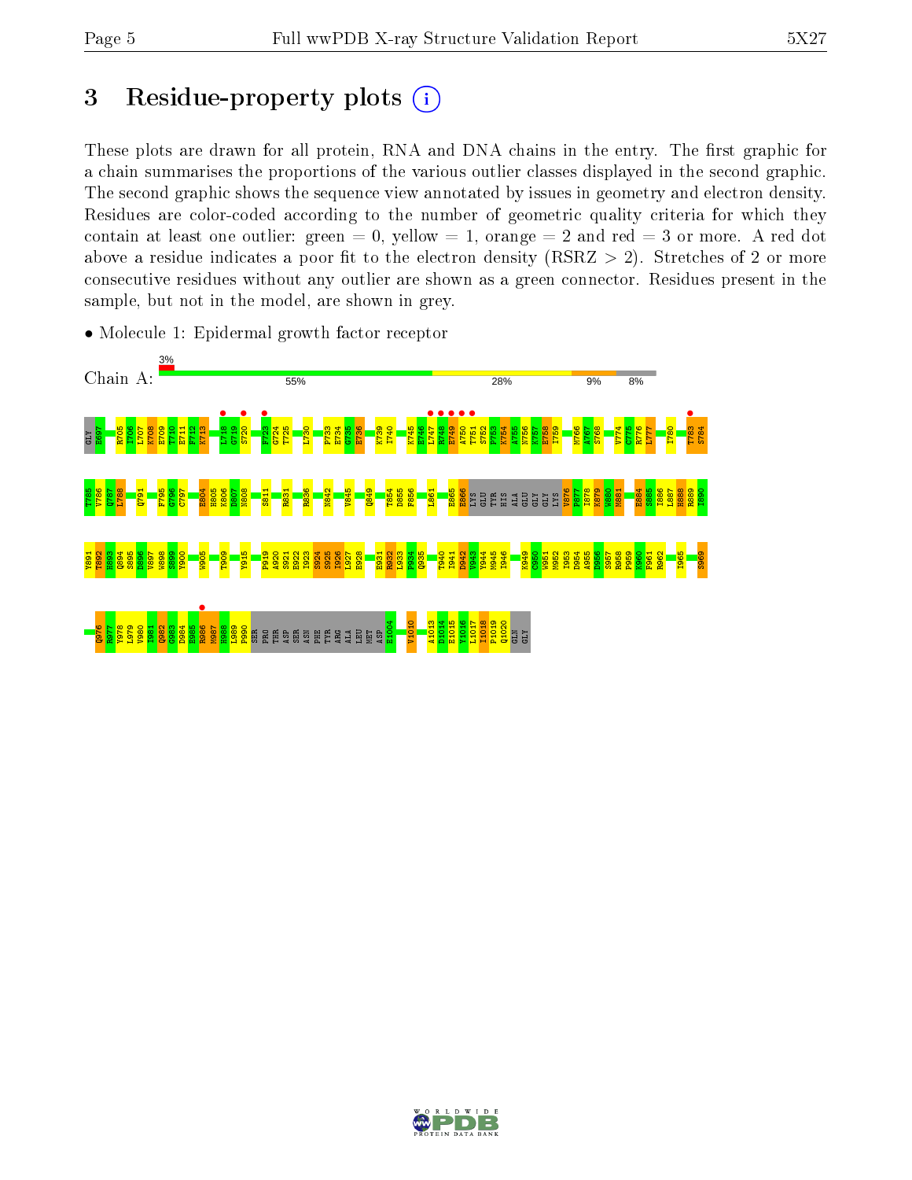# 3 Residue-property plots

These plots are drawn for all protein, RNA and DNA chains in the entry. The first graphic for a chain summarises the proportions of the various outlier classes displayed in the second graphic. The second graphic shows the sequence view annotated by issues in geometry and electron density. Residues are color-coded according to the number of geometric quality criteria for which they contain at least one outlier: green = 0, yellow = 1, orange = 2 and red = 3 or more. A red dot above a residue indicates a poor fit to the electron density (RSRZ > 2). Stretches of 2 or more consecutive residues without any outlier are shown as a green connector. Residues present in the sample, but not in the model, are shown in grey.

- Molecule 1: Epidermal growth factor receptor

Chain A: 3% | 55% | 28% | 9% | 8%

GLY E697 R705 I706 L707 K708 E709 T710 E711 F712 K713 L718 G719 S720 F723 G724 T725 L730 P733 E734 G735 E736 K739 I740 K745 E746 L747 R748 E749 A750 T751 S752 P753 K754 A755 N756 K757 E758 I759 M766 A767 S768 V774 C775 R776 L777 I780 T783 S784

T785 V786 Q787 L788 Q791 F795 G796 C797 E804 H805 K806 D807 N808 S811 R831 R836 N842 V845 Q849 T854 D855 F856 L861 E865 E866 LYS GLU TYR HIS ALA GLU GLY GLY LYS V876 P877 I878 K879 W880 M881 E884 S885 I886 L887 H888 R889 I890

Y891 T892 H893 Q894 S895 D896 V897 W898 S899 Y900 W905 T909 Y915 P919 A920 S921 E922 I923 S924 S925 I926 L927 E928 E931 R932 L933 P934 Q935 T940 I941 D942 V943 Y944 M945 I946 K949 C950 W951 M952 I953 D954 A955 D956 S957 R958 P959 K960 F961 R962 I965 S969

Q976 R977 Y978 L979 V980 I981 Q982 G983 D984 E985 R986 M987 H988 L989 P990 SER PRO THR ASP SER ASN PHE TYR ARG ALA LEU MET ASP E1004 V1010 A1013 D1014 E1015 Y1016 L1017 I1018 P1019 Q1020 GLN GLY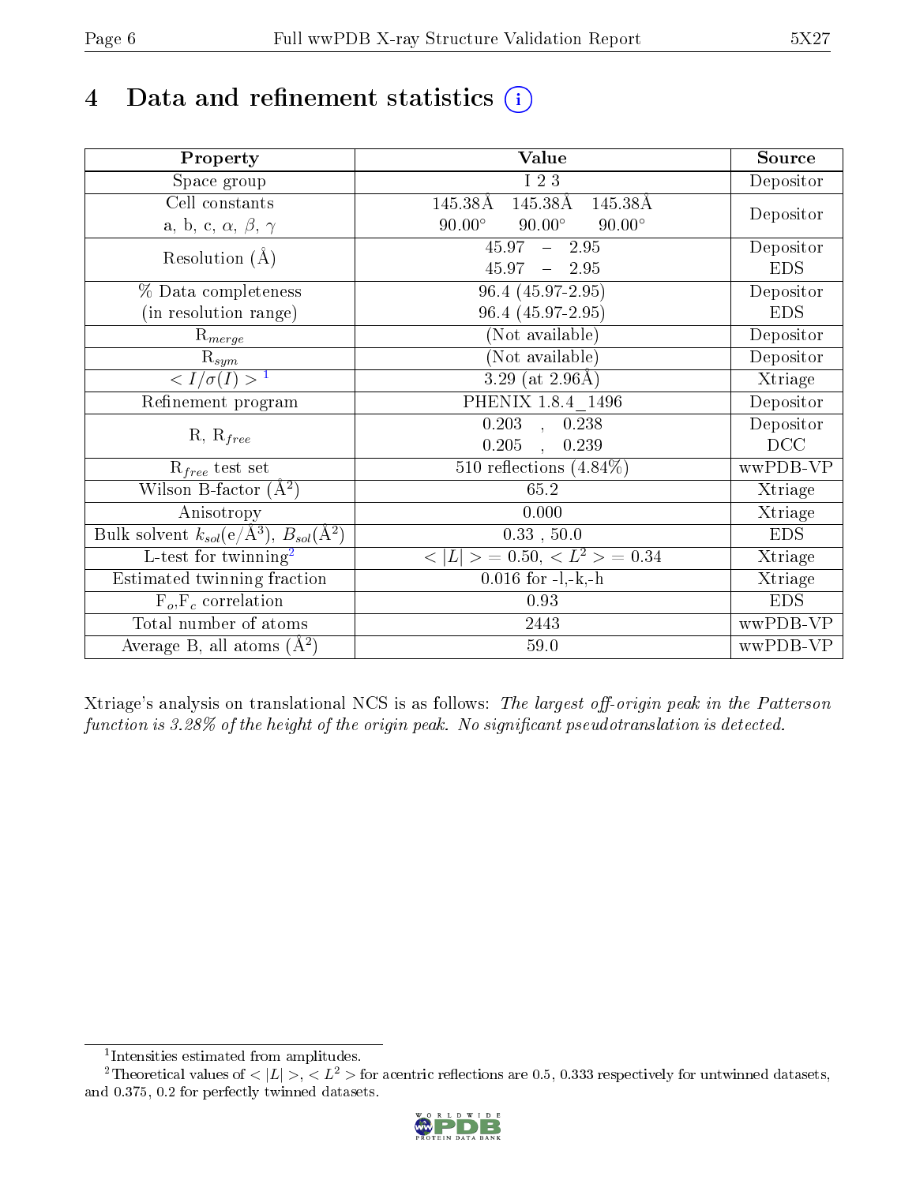# 4 Data and refinement statistics

| Property | Value | Source |
|---|---|---|
| Space group | I 2 3 | Depositor |
| Cell constants<br>a, b, c, $\alpha$, $\beta$, $\gamma$ | 145.38Å 145.38Å 145.38Å<br>90.00° 90.00° 90.00° | Depositor |
| Resolution (Å) | 45.97 – 2.95<br>45.97 – 2.95 | Depositor<br>EDS |
| % Data completeness<br>(in resolution range) | 96.4 (45.97-2.95)<br>96.4 (45.97-2.95) | Depositor<br>EDS |
| $R_{merge}$ | (Not available) | Depositor |
| $R_{sym}$ | (Not available) | Depositor |
| $< I/\sigma(I) >$ [1] | 3.29 (at 2.96Å) | Xtriage |
| Refinement program | PHENIX 1.8.4_1496 | Depositor |
| R, $R_{free}$ | 0.203 , 0.238<br>0.205 , 0.239 | Depositor<br>DCC |
| $R_{free}$ test set | 510 reflections (4.84%) | wwPDB-VP |
| Wilson B-factor (Å$^2$) | 65.2 | Xtriage |
| Anisotropy | 0.000 | Xtriage |
| Bulk solvent $k_{sol}$(e/Å$^3$), $B_{sol}$(Å$^2$) | 0.33 , 50.0 | EDS |
| L-test for twinning[2] | $< \|L\| >$ = 0.50, $< L^2 >$ = 0.34 | Xtriage |
| Estimated twinning fraction | 0.016 for -l,-k,-h | Xtriage |
| $F_o$,$F_c$ correlation | 0.93 | EDS |
| Total number of atoms | 2443 | wwPDB-VP |
| Average B, all atoms (Å$^2$) | 59.0 | wwPDB-VP |

Xtriage's analysis on translational NCS is as follows: *The largest off-origin peak in the Patterson function is 3.28% of the height of the origin peak. No significant pseudotranslation is detected.*

[1] Intensities estimated from amplitudes.

[2] Theoretical values of $< |L| >$, $< L^2 >$ for acentric reflections are 0.5, 0.333 respectively for untwinned datasets, and 0.375, 0.2 for perfectly twinned datasets.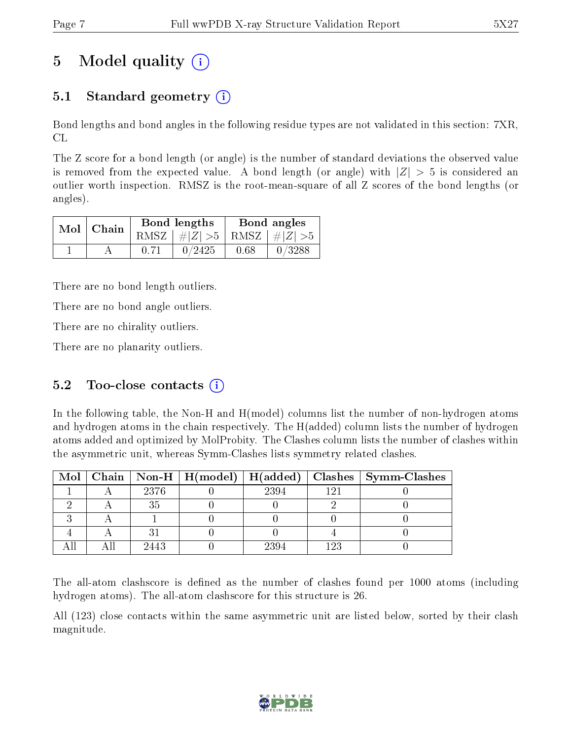# 5 Model quality

## 5.1 Standard geometry

Bond lengths and bond angles in the following residue types are not validated in this section: 7XR, CL

The Z score for a bond length (or angle) is the number of standard deviations the observed value is removed from the expected value. A bond length (or angle) with $|Z| > 5$ is considered an outlier worth inspection. RMSZ is the root-mean-square of all Z scores of the bond lengths (or angles).

| Mol | Chain | Bond lengths | | Bond angles | |
|---|---|---|---|---|---|
| | | RMSZ | $\#\|Z\| > 5$ | RMSZ | $\#\|Z\| > 5$ |
| 1 | A | 0.71 | 0/2425 | 0.68 | 0/3288 |

There are no bond length outliers.

There are no bond angle outliers.

There are no chirality outliers.

There are no planarity outliers.

## 5.2 Too-close contacts

In the following table, the Non-H and H(model) columns list the number of non-hydrogen atoms and hydrogen atoms in the chain respectively. The H(added) column lists the number of hydrogen atoms added and optimized by MolProbity. The Clashes column lists the number of clashes within the asymmetric unit, whereas Symm-Clashes lists symmetry related clashes.

| Mol | Chain | Non-H | H(model) | H(added) | Clashes | Symm-Clashes |
|---|---|---|---|---|---|---|
| 1 | A | 2376 | 0 | 2394 | 121 | 0 |
| 2 | A | 35 | 0 | 0 | 2 | 0 |
| 3 | A | 1 | 0 | 0 | 0 | 0 |
| 4 | A | 31 | 0 | 0 | 4 | 0 |
| All | All | 2443 | 0 | 2394 | 123 | 0 |

The all-atom clashscore is defined as the number of clashes found per 1000 atoms (including hydrogen atoms). The all-atom clashscore for this structure is 26.

All (123) close contacts within the same asymmetric unit are listed below, sorted by their clash magnitude.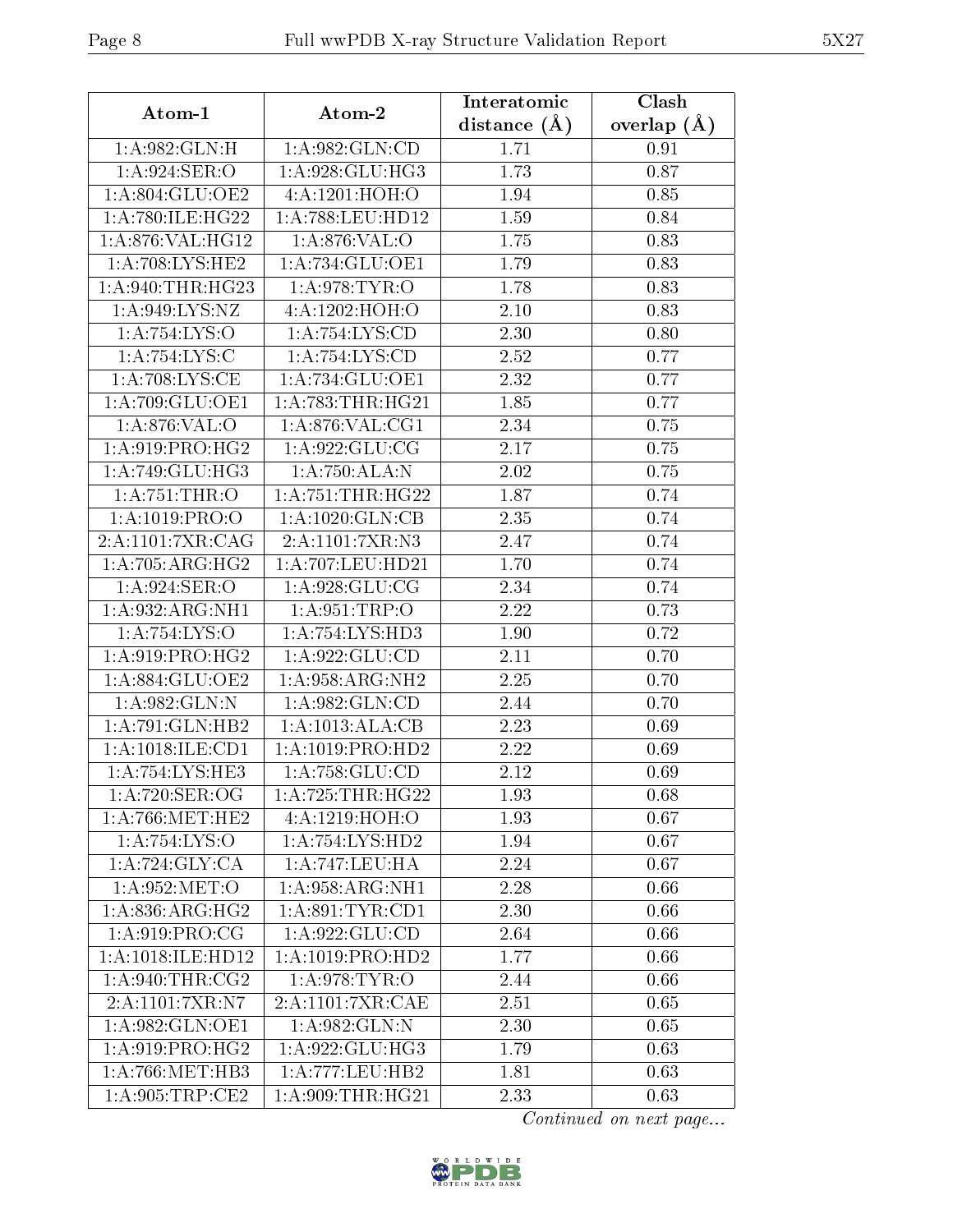| Atom-1 | Atom-2 | Interatomic distance (Å) | Clash overlap (Å) |
| --- | --- | --- | --- |
| 1:A:982:GLN:H | 1:A:982:GLN:CD | 1.71 | 0.91 |
| 1:A:924:SER:O | 1:A:928:GLU:HG3 | 1.73 | 0.87 |
| 1:A:804:GLU:OE2 | 4:A:1201:HOH:O | 1.94 | 0.85 |
| 1:A:780:ILE:HG22 | 1:A:788:LEU:HD12 | 1.59 | 0.84 |
| 1:A:876:VAL:HG12 | 1:A:876:VAL:O | 1.75 | 0.83 |
| 1:A:708:LYS:HE2 | 1:A:734:GLU:OE1 | 1.79 | 0.83 |
| 1:A:940:THR:HG23 | 1:A:978:TYR:O | 1.78 | 0.83 |
| 1:A:949:LYS:NZ | 4:A:1202:HOH:O | 2.10 | 0.83 |
| 1:A:754:LYS:O | 1:A:754:LYS:CD | 2.30 | 0.80 |
| 1:A:754:LYS:C | 1:A:754:LYS:CD | 2.52 | 0.77 |
| 1:A:708:LYS:CE | 1:A:734:GLU:OE1 | 2.32 | 0.77 |
| 1:A:709:GLU:OE1 | 1:A:783:THR:HG21 | 1.85 | 0.77 |
| 1:A:876:VAL:O | 1:A:876:VAL:CG1 | 2.34 | 0.75 |
| 1:A:919:PRO:HG2 | 1:A:922:GLU:CG | 2.17 | 0.75 |
| 1:A:749:GLU:HG3 | 1:A:750:ALA:N | 2.02 | 0.75 |
| 1:A:751:THR:O | 1:A:751:THR:HG22 | 1.87 | 0.74 |
| 1:A:1019:PRO:O | 1:A:1020:GLN:CB | 2.35 | 0.74 |
| 2:A:1101:7XR:CAG | 2:A:1101:7XR:N3 | 2.47 | 0.74 |
| 1:A:705:ARG:HG2 | 1:A:707:LEU:HD21 | 1.70 | 0.74 |
| 1:A:924:SER:O | 1:A:928:GLU:CG | 2.34 | 0.74 |
| 1:A:932:ARG:NH1 | 1:A:951:TRP:O | 2.22 | 0.73 |
| 1:A:754:LYS:O | 1:A:754:LYS:HD3 | 1.90 | 0.72 |
| 1:A:919:PRO:HG2 | 1:A:922:GLU:CD | 2.11 | 0.70 |
| 1:A:884:GLU:OE2 | 1:A:958:ARG:NH2 | 2.25 | 0.70 |
| 1:A:982:GLN:N | 1:A:982:GLN:CD | 2.44 | 0.70 |
| 1:A:791:GLN:HB2 | 1:A:1013:ALA:CB | 2.23 | 0.69 |
| 1:A:1018:ILE:CD1 | 1:A:1019:PRO:HD2 | 2.22 | 0.69 |
| 1:A:754:LYS:HE3 | 1:A:758:GLU:CD | 2.12 | 0.69 |
| 1:A:720:SER:OG | 1:A:725:THR:HG22 | 1.93 | 0.68 |
| 1:A:766:MET:HE2 | 4:A:1219:HOH:O | 1.93 | 0.67 |
| 1:A:754:LYS:O | 1:A:754:LYS:HD2 | 1.94 | 0.67 |
| 1:A:724:GLY:CA | 1:A:747:LEU:HA | 2.24 | 0.67 |
| 1:A:952:MET:O | 1:A:958:ARG:NH1 | 2.28 | 0.66 |
| 1:A:836:ARG:HG2 | 1:A:891:TYR:CD1 | 2.30 | 0.66 |
| 1:A:919:PRO:CG | 1:A:922:GLU:CD | 2.64 | 0.66 |
| 1:A:1018:ILE:HD12 | 1:A:1019:PRO:HD2 | 1.77 | 0.66 |
| 1:A:940:THR:CG2 | 1:A:978:TYR:O | 2.44 | 0.66 |
| 2:A:1101:7XR:N7 | 2:A:1101:7XR:CAE | 2.51 | 0.65 |
| 1:A:982:GLN:OE1 | 1:A:982:GLN:N | 2.30 | 0.65 |
| 1:A:919:PRO:HG2 | 1:A:922:GLU:HG3 | 1.79 | 0.63 |
| 1:A:766:MET:HB3 | 1:A:777:LEU:HB2 | 1.81 | 0.63 |
| 1:A:905:TRP:CE2 | 1:A:909:THR:HG21 | 2.33 | 0.63 |

*Continued on next page...*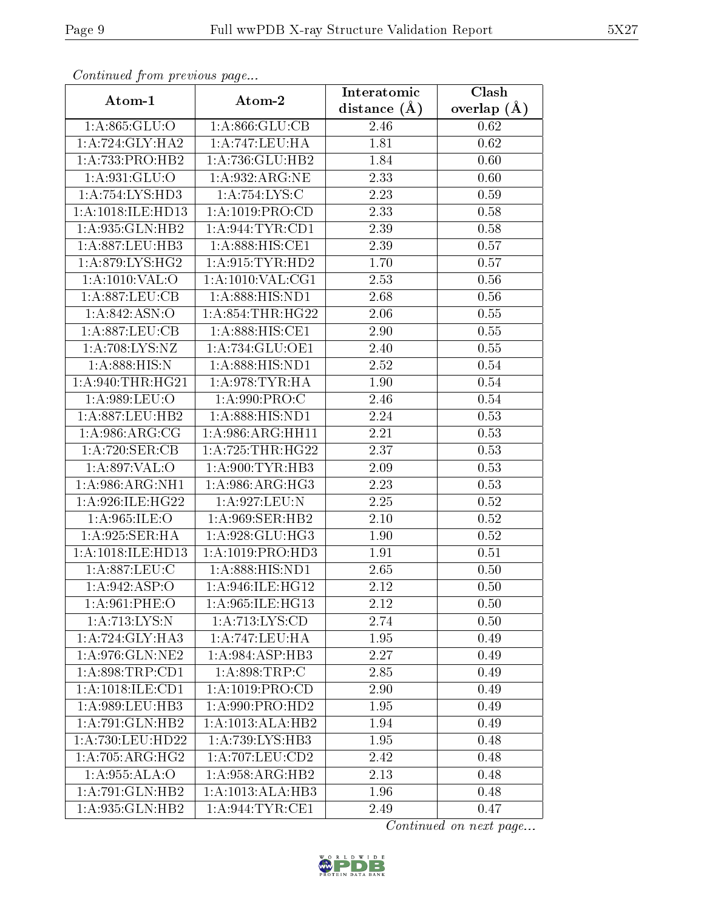*Continued from previous page...*

| Atom-1 | Atom-2 | Interatomic distance (Å) | Clash overlap (Å) |
|---|---|---|---|
| 1:A:865:GLU:O | 1:A:866:GLU:CB | 2.46 | 0.62 |
| 1:A:724:GLY:HA2 | 1:A:747:LEU:HA | 1.81 | 0.62 |
| 1:A:733:PRO:HB2 | 1:A:736:GLU:HB2 | 1.84 | 0.60 |
| 1:A:931:GLU:O | 1:A:932:ARG:NE | 2.33 | 0.60 |
| 1:A:754:LYS:HD3 | 1:A:754:LYS:C | 2.23 | 0.59 |
| 1:A:1018:ILE:HD13 | 1:A:1019:PRO:CD | 2.33 | 0.58 |
| 1:A:935:GLN:HB2 | 1:A:944:TYR:CD1 | 2.39 | 0.58 |
| 1:A:887:LEU:HB3 | 1:A:888:HIS:CE1 | 2.39 | 0.57 |
| 1:A:879:LYS:HG2 | 1:A:915:TYR:HD2 | 1.70 | 0.57 |
| 1:A:1010:VAL:O | 1:A:1010:VAL:CG1 | 2.53 | 0.56 |
| 1:A:887:LEU:CB | 1:A:888:HIS:ND1 | 2.68 | 0.56 |
| 1:A:842:ASN:O | 1:A:854:THR:HG22 | 2.06 | 0.55 |
| 1:A:887:LEU:CB | 1:A:888:HIS:CE1 | 2.90 | 0.55 |
| 1:A:708:LYS:NZ | 1:A:734:GLU:OE1 | 2.40 | 0.55 |
| 1:A:888:HIS:N | 1:A:888:HIS:ND1 | 2.52 | 0.54 |
| 1:A:940:THR:HG21 | 1:A:978:TYR:HA | 1.90 | 0.54 |
| 1:A:989:LEU:O | 1:A:990:PRO:C | 2.46 | 0.54 |
| 1:A:887:LEU:HB2 | 1:A:888:HIS:ND1 | 2.24 | 0.53 |
| 1:A:986:ARG:CG | 1:A:986:ARG:HH11 | 2.21 | 0.53 |
| 1:A:720:SER:CB | 1:A:725:THR:HG22 | 2.37 | 0.53 |
| 1:A:897:VAL:O | 1:A:900:TYR:HB3 | 2.09 | 0.53 |
| 1:A:986:ARG:NH1 | 1:A:986:ARG:HG3 | 2.23 | 0.53 |
| 1:A:926:ILE:HG22 | 1:A:927:LEU:N | 2.25 | 0.52 |
| 1:A:965:ILE:O | 1:A:969:SER:HB2 | 2.10 | 0.52 |
| 1:A:925:SER:HA | 1:A:928:GLU:HG3 | 1.90 | 0.52 |
| 1:A:1018:ILE:HD13 | 1:A:1019:PRO:HD3 | 1.91 | 0.51 |
| 1:A:887:LEU:C | 1:A:888:HIS:ND1 | 2.65 | 0.50 |
| 1:A:942:ASP:O | 1:A:946:ILE:HG12 | 2.12 | 0.50 |
| 1:A:961:PHE:O | 1:A:965:ILE:HG13 | 2.12 | 0.50 |
| 1:A:713:LYS:N | 1:A:713:LYS:CD | 2.74 | 0.50 |
| 1:A:724:GLY:HA3 | 1:A:747:LEU:HA | 1.95 | 0.49 |
| 1:A:976:GLN:NE2 | 1:A:984:ASP:HB3 | 2.27 | 0.49 |
| 1:A:898:TRP:CD1 | 1:A:898:TRP:C | 2.85 | 0.49 |
| 1:A:1018:ILE:CD1 | 1:A:1019:PRO:CD | 2.90 | 0.49 |
| 1:A:989:LEU:HB3 | 1:A:990:PRO:HD2 | 1.95 | 0.49 |
| 1:A:791:GLN:HB2 | 1:A:1013:ALA:HB2 | 1.94 | 0.49 |
| 1:A:730:LEU:HD22 | 1:A:739:LYS:HB3 | 1.95 | 0.48 |
| 1:A:705:ARG:HG2 | 1:A:707:LEU:CD2 | 2.42 | 0.48 |
| 1:A:955:ALA:O | 1:A:958:ARG:HB2 | 2.13 | 0.48 |
| 1:A:791:GLN:HB2 | 1:A:1013:ALA:HB3 | 1.96 | 0.48 |
| 1:A:935:GLN:HB2 | 1:A:944:TYR:CE1 | 2.49 | 0.47 |

*Continued on next page...*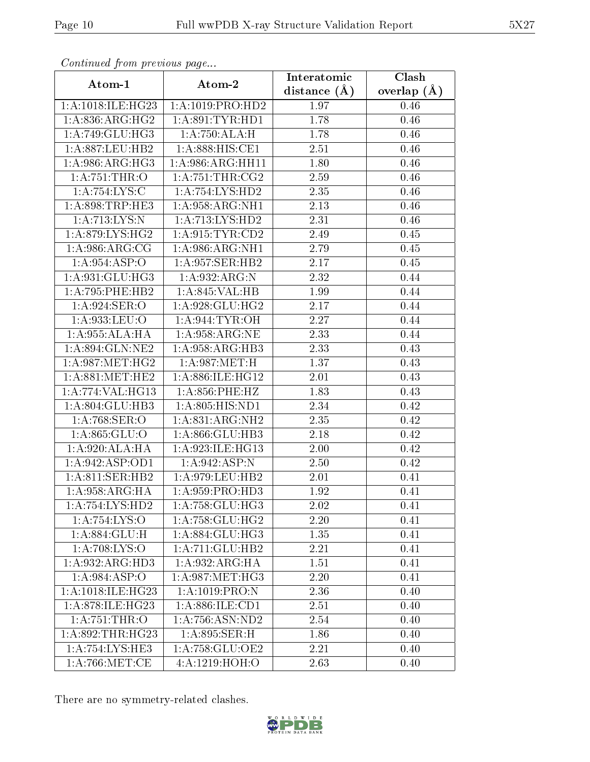*Continued from previous page...*

| Atom-1 | Atom-2 | Interatomic distance (Å) | Clash overlap (Å) |
|---|---|---|---|
| 1:A:1018:ILE:HG23 | 1:A:1019:PRO:HD2 | 1.97 | 0.46 |
| 1:A:836:ARG:HG2 | 1:A:891:TYR:HD1 | 1.78 | 0.46 |
| 1:A:749:GLU:HG3 | 1:A:750:ALA:H | 1.78 | 0.46 |
| 1:A:887:LEU:HB2 | 1:A:888:HIS:CE1 | 2.51 | 0.46 |
| 1:A:986:ARG:HG3 | 1:A:986:ARG:HH11 | 1.80 | 0.46 |
| 1:A:751:THR:O | 1:A:751:THR:CG2 | 2.59 | 0.46 |
| 1:A:754:LYS:C | 1:A:754:LYS:HD2 | 2.35 | 0.46 |
| 1:A:898:TRP:HE3 | 1:A:958:ARG:NH1 | 2.13 | 0.46 |
| 1:A:713:LYS:N | 1:A:713:LYS:HD2 | 2.31 | 0.46 |
| 1:A:879:LYS:HG2 | 1:A:915:TYR:CD2 | 2.49 | 0.45 |
| 1:A:986:ARG:CG | 1:A:986:ARG:NH1 | 2.79 | 0.45 |
| 1:A:954:ASP:O | 1:A:957:SER:HB2 | 2.17 | 0.45 |
| 1:A:931:GLU:HG3 | 1:A:932:ARG:N | 2.32 | 0.44 |
| 1:A:795:PHE:HB2 | 1:A:845:VAL:HB | 1.99 | 0.44 |
| 1:A:924:SER:O | 1:A:928:GLU:HG2 | 2.17 | 0.44 |
| 1:A:933:LEU:O | 1:A:944:TYR:OH | 2.27 | 0.44 |
| 1:A:955:ALA:HA | 1:A:958:ARG:NE | 2.33 | 0.44 |
| 1:A:894:GLN:NE2 | 1:A:958:ARG:HB3 | 2.33 | 0.43 |
| 1:A:987:MET:HG2 | 1:A:987:MET:H | 1.37 | 0.43 |
| 1:A:881:MET:HE2 | 1:A:886:ILE:HG12 | 2.01 | 0.43 |
| 1:A:774:VAL:HG13 | 1:A:856:PHE:HZ | 1.83 | 0.43 |
| 1:A:804:GLU:HB3 | 1:A:805:HIS:ND1 | 2.34 | 0.42 |
| 1:A:768:SER:O | 1:A:831:ARG:NH2 | 2.35 | 0.42 |
| 1:A:865:GLU:O | 1:A:866:GLU:HB3 | 2.18 | 0.42 |
| 1:A:920:ALA:HA | 1:A:923:ILE:HG13 | 2.00 | 0.42 |
| 1:A:942:ASP:OD1 | 1:A:942:ASP:N | 2.50 | 0.42 |
| 1:A:811:SER:HB2 | 1:A:979:LEU:HB2 | 2.01 | 0.41 |
| 1:A:958:ARG:HA | 1:A:959:PRO:HD3 | 1.92 | 0.41 |
| 1:A:754:LYS:HD2 | 1:A:758:GLU:HG3 | 2.02 | 0.41 |
| 1:A:754:LYS:O | 1:A:758:GLU:HG2 | 2.20 | 0.41 |
| 1:A:884:GLU:H | 1:A:884:GLU:HG3 | 1.35 | 0.41 |
| 1:A:708:LYS:O | 1:A:711:GLU:HB2 | 2.21 | 0.41 |
| 1:A:932:ARG:HD3 | 1:A:932:ARG:HA | 1.51 | 0.41 |
| 1:A:984:ASP:O | 1:A:987:MET:HG3 | 2.20 | 0.41 |
| 1:A:1018:ILE:HG23 | 1:A:1019:PRO:N | 2.36 | 0.40 |
| 1:A:878:ILE:HG23 | 1:A:886:ILE:CD1 | 2.51 | 0.40 |
| 1:A:751:THR:O | 1:A:756:ASN:ND2 | 2.54 | 0.40 |
| 1:A:892:THR:HG23 | 1:A:895:SER:H | 1.86 | 0.40 |
| 1:A:754:LYS:HE3 | 1:A:758:GLU:OE2 | 2.21 | 0.40 |
| 1:A:766:MET:CE | 4:A:1219:HOH:O | 2.63 | 0.40 |

There are no symmetry-related clashes.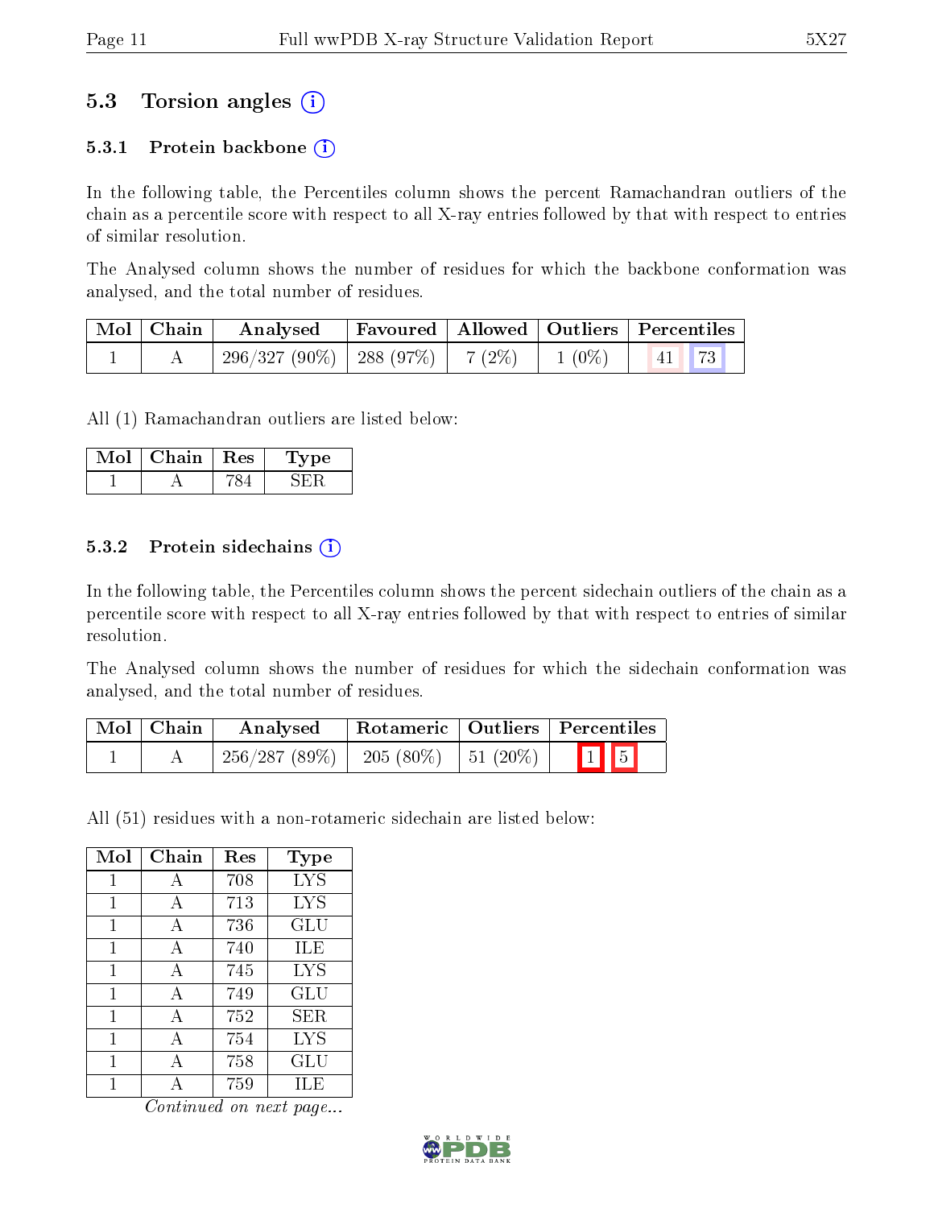## 5.3 Torsion angles

### 5.3.1 Protein backbone

In the following table, the Percentiles column shows the percent Ramachandran outliers of the chain as a percentile score with respect to all X-ray entries followed by that with respect to entries of similar resolution.

The Analysed column shows the number of residues for which the backbone conformation was analysed, and the total number of residues.

| Mol | Chain | Analysed | Favoured | Allowed | Outliers | Percentiles | |
|---|---|---|---|---|---|---|---|
| 1 | A | 296/327 (90%) | 288 (97%) | 7 (2%) | 1 (0%) | 41 | 73 |

All (1) Ramachandran outliers are listed below:

| Mol | Chain | Res | Type |
|---|---|---|---|
| 1 | A | 784 | SER |

### 5.3.2 Protein sidechains

In the following table, the Percentiles column shows the percent sidechain outliers of the chain as a percentile score with respect to all X-ray entries followed by that with respect to entries of similar resolution.

The Analysed column shows the number of residues for which the sidechain conformation was analysed, and the total number of residues.

| Mol | Chain | Analysed | Rotameric | Outliers | Percentiles | |
|---|---|---|---|---|---|---|
| 1 | A | 256/287 (89%) | 205 (80%) | 51 (20%) | 1 | 5 |

All (51) residues with a non-rotameric sidechain are listed below:

| Mol | Chain | Res | Type |
|---|---|---|---|
| 1 | A | 708 | LYS |
| 1 | A | 713 | LYS |
| 1 | A | 736 | GLU |
| 1 | A | 740 | ILE |
| 1 | A | 745 | LYS |
| 1 | A | 749 | GLU |
| 1 | A | 752 | SER |
| 1 | A | 754 | LYS |
| 1 | A | 758 | GLU |
| 1 | A | 759 | ILE |

*Continued on next page...*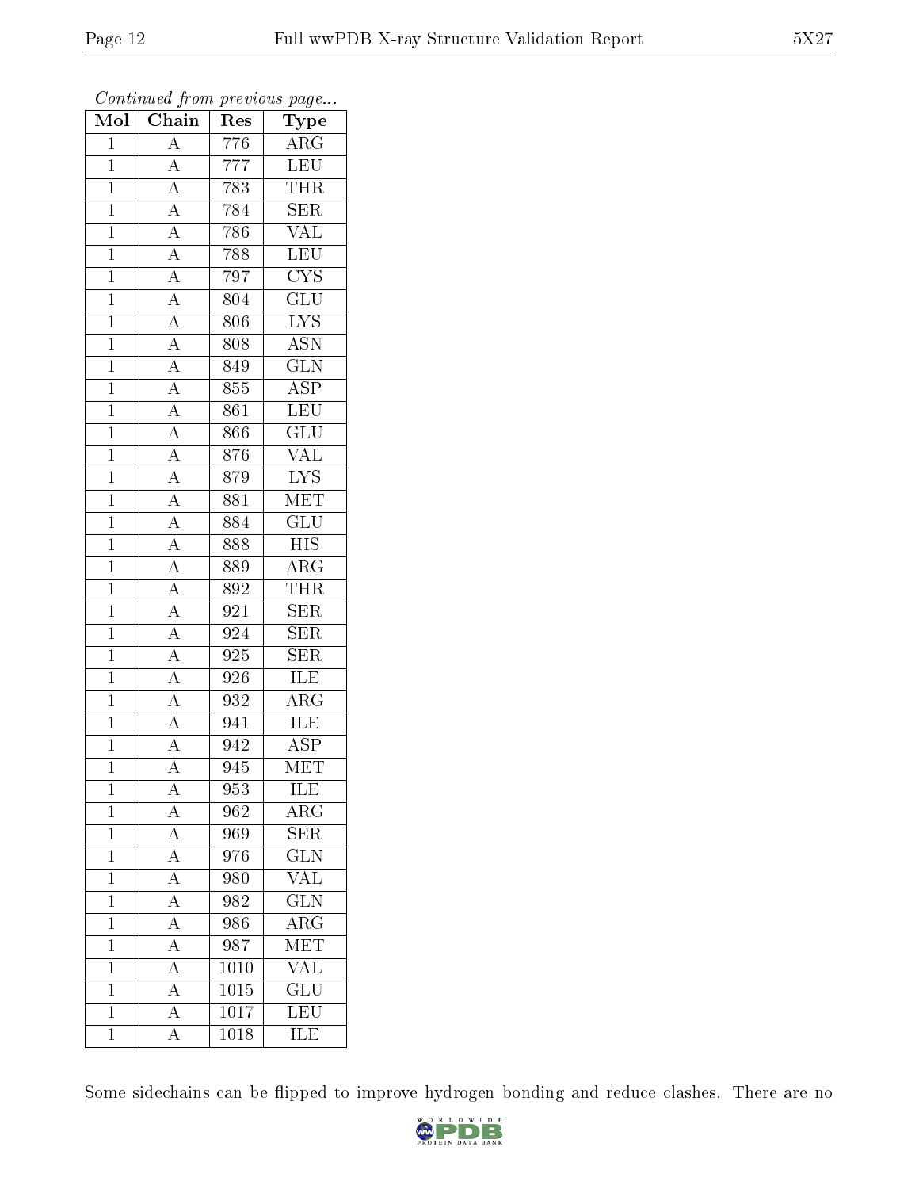*Continued from previous page...*

| Mol | Chain | Res | Type |
|---|---|---|---|
| 1 | A | 776 | ARG |
| 1 | A | 777 | LEU |
| 1 | A | 783 | THR |
| 1 | A | 784 | SER |
| 1 | A | 786 | VAL |
| 1 | A | 788 | LEU |
| 1 | A | 797 | CYS |
| 1 | A | 804 | GLU |
| 1 | A | 806 | LYS |
| 1 | A | 808 | ASN |
| 1 | A | 849 | GLN |
| 1 | A | 855 | ASP |
| 1 | A | 861 | LEU |
| 1 | A | 866 | GLU |
| 1 | A | 876 | VAL |
| 1 | A | 879 | LYS |
| 1 | A | 881 | MET |
| 1 | A | 884 | GLU |
| 1 | A | 888 | HIS |
| 1 | A | 889 | ARG |
| 1 | A | 892 | THR |
| 1 | A | 921 | SER |
| 1 | A | 924 | SER |
| 1 | A | 925 | SER |
| 1 | A | 926 | ILE |
| 1 | A | 932 | ARG |
| 1 | A | 941 | ILE |
| 1 | A | 942 | ASP |
| 1 | A | 945 | MET |
| 1 | A | 953 | ILE |
| 1 | A | 962 | ARG |
| 1 | A | 969 | SER |
| 1 | A | 976 | GLN |
| 1 | A | 980 | VAL |
| 1 | A | 982 | GLN |
| 1 | A | 986 | ARG |
| 1 | A | 987 | MET |
| 1 | A | 1010 | VAL |
| 1 | A | 1015 | GLU |
| 1 | A | 1017 | LEU |
| 1 | A | 1018 | ILE |

Some sidechains can be flipped to improve hydrogen bonding and reduce clashes. There are no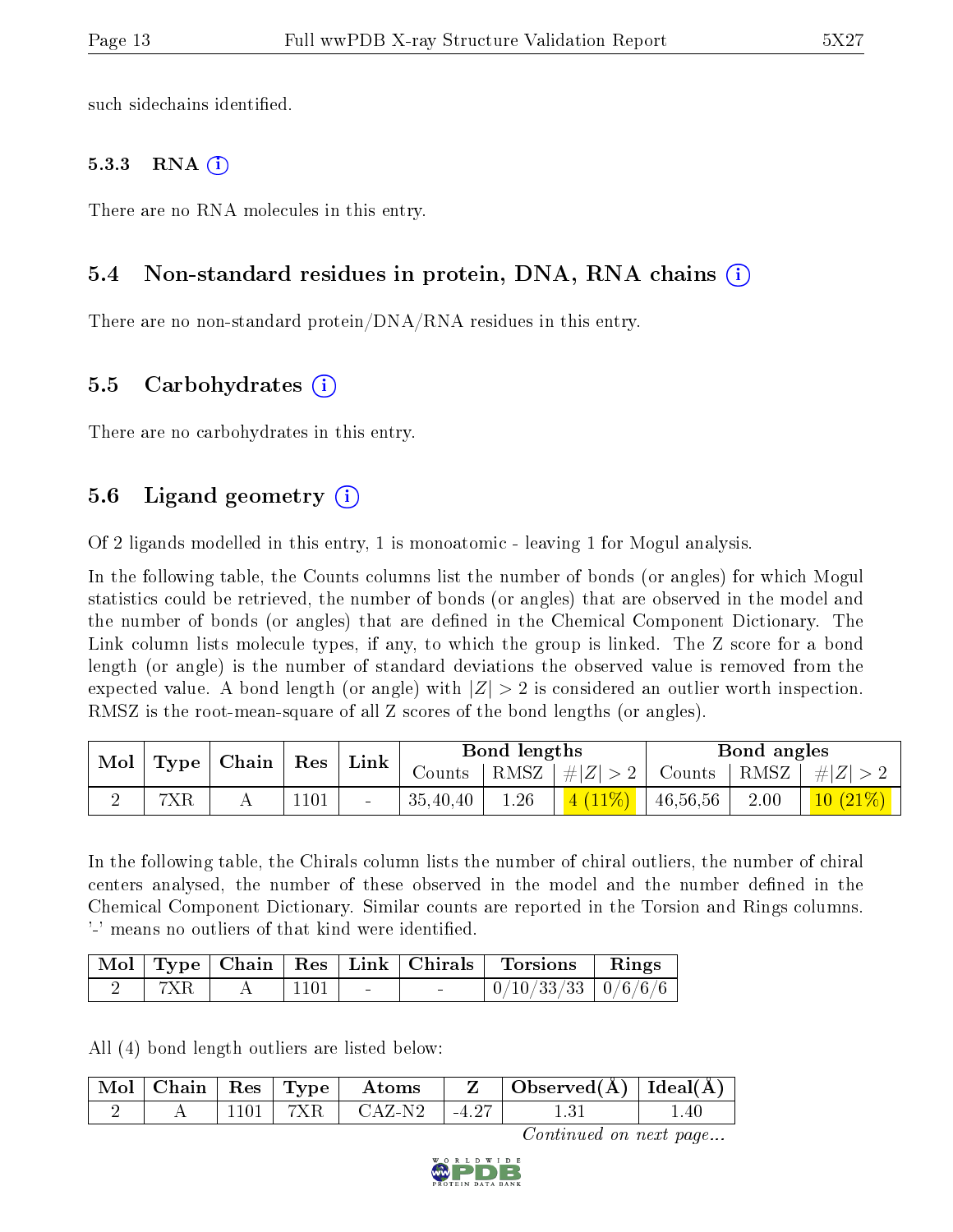such sidechains identified.

#### 5.3.3 RNA

There are no RNA molecules in this entry.

### 5.4 Non-standard residues in protein, DNA, RNA chains

There are no non-standard protein/DNA/RNA residues in this entry.

### 5.5 Carbohydrates

There are no carbohydrates in this entry.

### 5.6 Ligand geometry

Of 2 ligands modelled in this entry, 1 is monoatomic - leaving 1 for Mogul analysis.

In the following table, the Counts columns list the number of bonds (or angles) for which Mogul statistics could be retrieved, the number of bonds (or angles) that are observed in the model and the number of bonds (or angles) that are defined in the Chemical Component Dictionary. The Link column lists molecule types, if any, to which the group is linked. The Z score for a bond length (or angle) is the number of standard deviations the observed value is removed from the expected value. A bond length (or angle) with $|Z| > 2$ is considered an outlier worth inspection. RMSZ is the root-mean-square of all Z scores of the bond lengths (or angles).

| Mol | Type | Chain | Res | Link | Bond lengths | | | Bond angles | | |
|---|---|---|---|---|---|---|---|---|---|---|
| | | | | | Counts | RMSZ | #\|Z\| > 2 | Counts | RMSZ | #\|Z\| > 2 |
| 2 | 7XR | A | 1101 | - | 35,40,40 | 1.26 | 4 (11%) | 46,56,56 | 2.00 | 10 (21%) |

In the following table, the Chirals column lists the number of chiral outliers, the number of chiral centers analysed, the number of these observed in the model and the number defined in the Chemical Component Dictionary. Similar counts are reported in the Torsion and Rings columns. '-' means no outliers of that kind were identified.

| Mol | Type | Chain | Res | Link | Chirals | Torsions | Rings |
|---|---|---|---|---|---|---|---|
| 2 | 7XR | A | 1101 | - | - | 0/10/33/33 | 0/6/6/6 |

All (4) bond length outliers are listed below:

| Mol | Chain | Res | Type | Atoms | Z | Observed(Å) | Ideal(Å) |
|---|---|---|---|---|---|---|---|
| 2 | A | 1101 | 7XR | CAZ-N2 | -4.27 | 1.31 | 1.40 |

*Continued on next page...*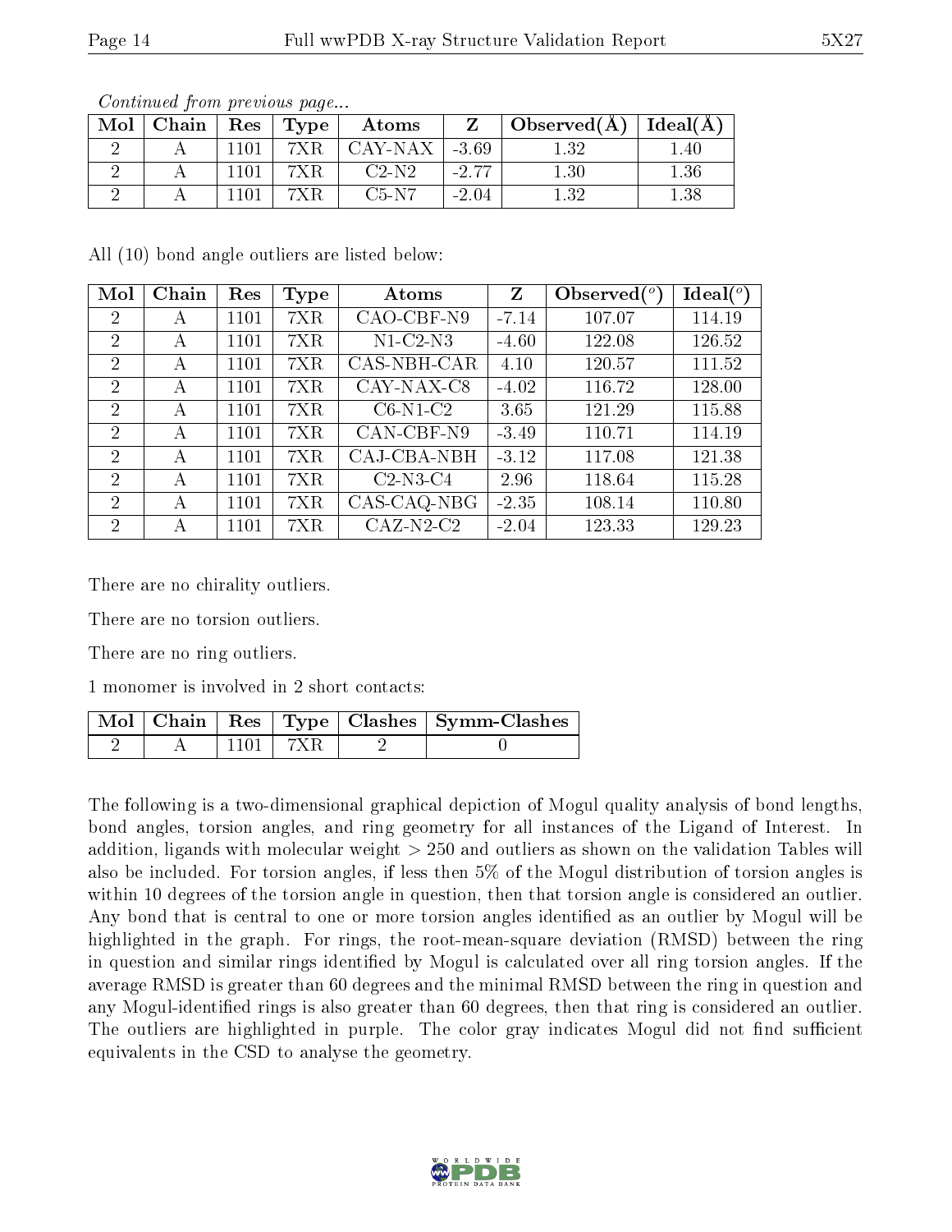*Continued from previous page...*

| Mol | Chain | Res | Type | Atoms | Z | Observed(Å) | Ideal(Å) |
|---|---|---|---|---|---|---|---|
| 2 | A | 1101 | 7XR | CAY-NAX | -3.69 | 1.32 | 1.40 |
| 2 | A | 1101 | 7XR | C2-N2 | -2.77 | 1.30 | 1.36 |
| 2 | A | 1101 | 7XR | C5-N7 | -2.04 | 1.32 | 1.38 |

All (10) bond angle outliers are listed below:

| Mol | Chain | Res | Type | Atoms | Z | Observed($^o$) | Ideal($^o$) |
|---|---|---|---|---|---|---|---|
| 2 | A | 1101 | 7XR | CAO-CBF-N9 | -7.14 | 107.07 | 114.19 |
| 2 | A | 1101 | 7XR | N1-C2-N3 | -4.60 | 122.08 | 126.52 |
| 2 | A | 1101 | 7XR | CAS-NBH-CAR | 4.10 | 120.57 | 111.52 |
| 2 | A | 1101 | 7XR | CAY-NAX-C8 | -4.02 | 116.72 | 128.00 |
| 2 | A | 1101 | 7XR | C6-N1-C2 | 3.65 | 121.29 | 115.88 |
| 2 | A | 1101 | 7XR | CAN-CBF-N9 | -3.49 | 110.71 | 114.19 |
| 2 | A | 1101 | 7XR | CAJ-CBA-NBH | -3.12 | 117.08 | 121.38 |
| 2 | A | 1101 | 7XR | C2-N3-C4 | 2.96 | 118.64 | 115.28 |
| 2 | A | 1101 | 7XR | CAS-CAQ-NBG | -2.35 | 108.14 | 110.80 |
| 2 | A | 1101 | 7XR | CAZ-N2-C2 | -2.04 | 123.33 | 129.23 |

There are no chirality outliers.

There are no torsion outliers.

There are no ring outliers.

1 monomer is involved in 2 short contacts:

| Mol | Chain | Res | Type | Clashes | Symm-Clashes |
|---|---|---|---|---|---|
| 2 | A | 1101 | 7XR | 2 | 0 |

The following is a two-dimensional graphical depiction of Mogul quality analysis of bond lengths, bond angles, torsion angles, and ring geometry for all instances of the Ligand of Interest. In addition, ligands with molecular weight > 250 and outliers as shown on the validation Tables will also be included. For torsion angles, if less then 5% of the Mogul distribution of torsion angles is within 10 degrees of the torsion angle in question, then that torsion angle is considered an outlier. Any bond that is central to one or more torsion angles identified as an outlier by Mogul will be highlighted in the graph. For rings, the root-mean-square deviation (RMSD) between the ring in question and similar rings identified by Mogul is calculated over all ring torsion angles. If the average RMSD is greater than 60 degrees and the minimal RMSD between the ring in question and any Mogul-identified rings is also greater than 60 degrees, then that ring is considered an outlier. The outliers are highlighted in purple. The color gray indicates Mogul did not find sufficient equivalents in the CSD to analyse the geometry.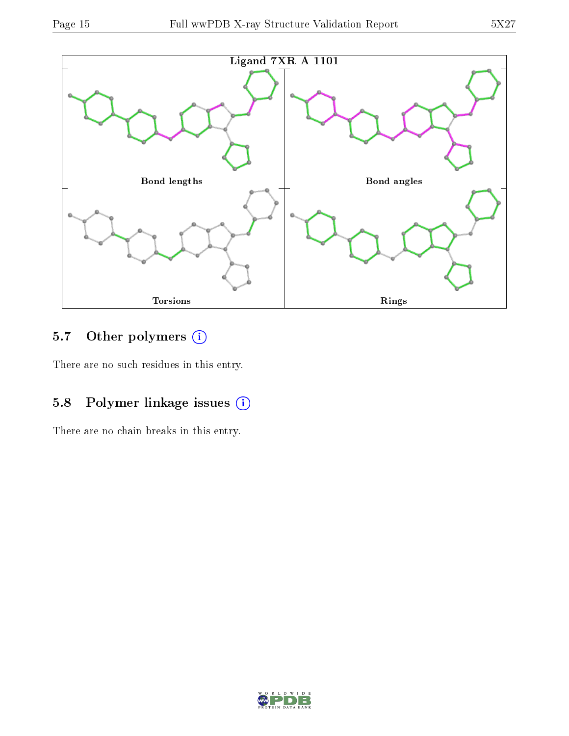Ligand 7XR A 1101

Bond lengths

Bond angles

Torsions

Rings

### 5.7 Other polymers (i)

There are no such residues in this entry.

### 5.8 Polymer linkage issues (i)

There are no chain breaks in this entry.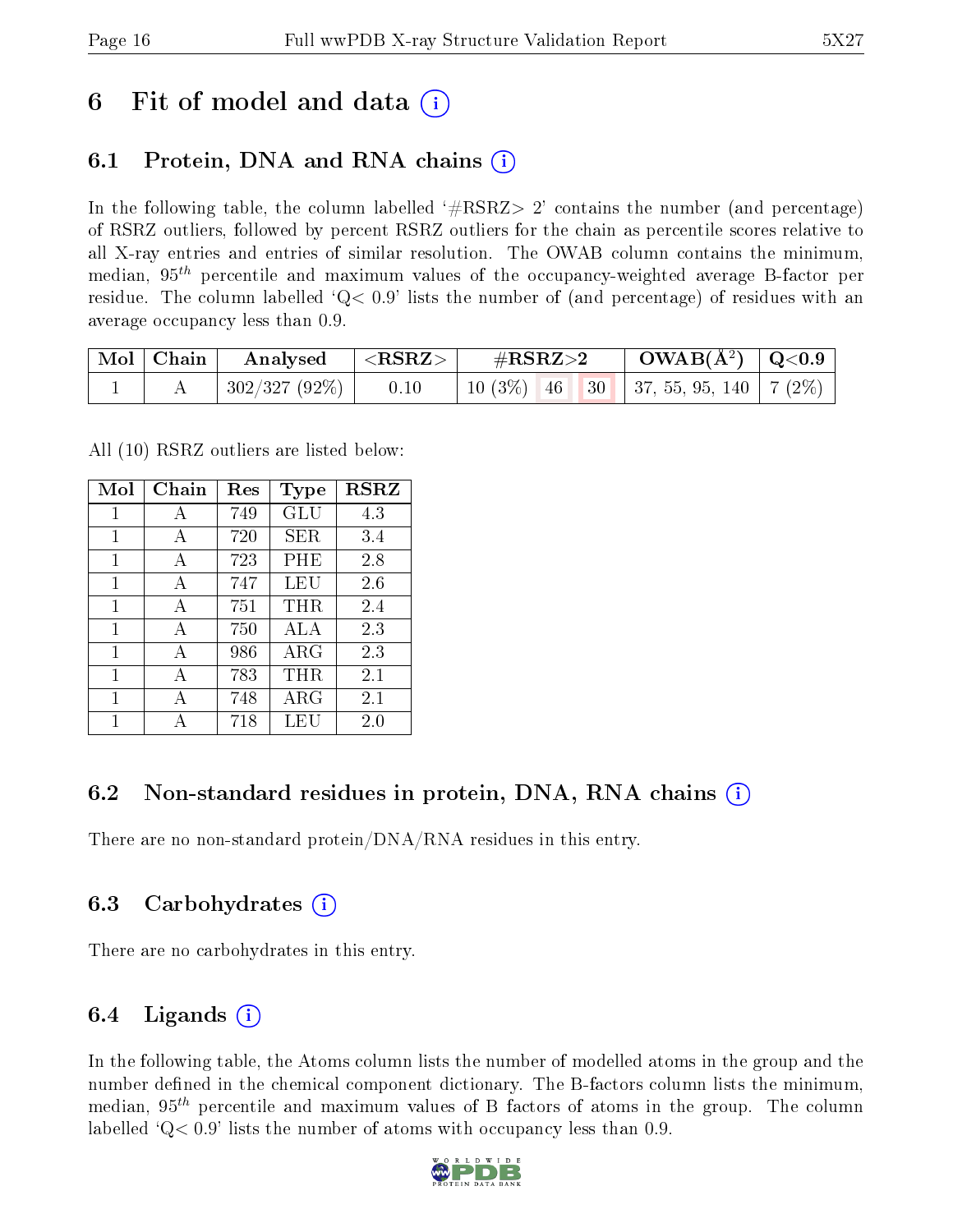# 6 Fit of model and data (i)

## 6.1 Protein, DNA and RNA chains (i)

In the following table, the column labelled '#RSRZ> 2' contains the number (and percentage) of RSRZ outliers, followed by percent RSRZ outliers for the chain as percentile scores relative to all X-ray entries and entries of similar resolution. The OWAB column contains the minimum, median, $95^{th}$ percentile and maximum values of the occupancy-weighted average B-factor per residue. The column labelled 'Q< 0.9' lists the number of (and percentage) of residues with an average occupancy less than 0.9.

| Mol | Chain | Analysed | <RSRZ> | #RSRZ>2 | | | OWAB(Å$^2$) | Q<0.9 |
|---|---|---|---|---|---|---|---|---|
| 1 | A | 302/327 (92%) | 0.10 | 10 (3%) | 46 | 30 | 37, 55, 95, 140 | 7 (2%) |

All (10) RSRZ outliers are listed below:

| Mol | Chain | Res | Type | RSRZ |
|---|---|---|---|---|
| 1 | A | 749 | GLU | 4.3 |
| 1 | A | 720 | SER | 3.4 |
| 1 | A | 723 | PHE | 2.8 |
| 1 | A | 747 | LEU | 2.6 |
| 1 | A | 751 | THR | 2.4 |
| 1 | A | 750 | ALA | 2.3 |
| 1 | A | 986 | ARG | 2.3 |
| 1 | A | 783 | THR | 2.1 |
| 1 | A | 748 | ARG | 2.1 |
| 1 | A | 718 | LEU | 2.0 |

## 6.2 Non-standard residues in protein, DNA, RNA chains (i)

There are no non-standard protein/DNA/RNA residues in this entry.

## 6.3 Carbohydrates (i)

There are no carbohydrates in this entry.

## 6.4 Ligands (i)

In the following table, the Atoms column lists the number of modelled atoms in the group and the number defined in the chemical component dictionary. The B-factors column lists the minimum, median, $95^{th}$ percentile and maximum values of B factors of atoms in the group. The column labelled 'Q< 0.9' lists the number of atoms with occupancy less than 0.9.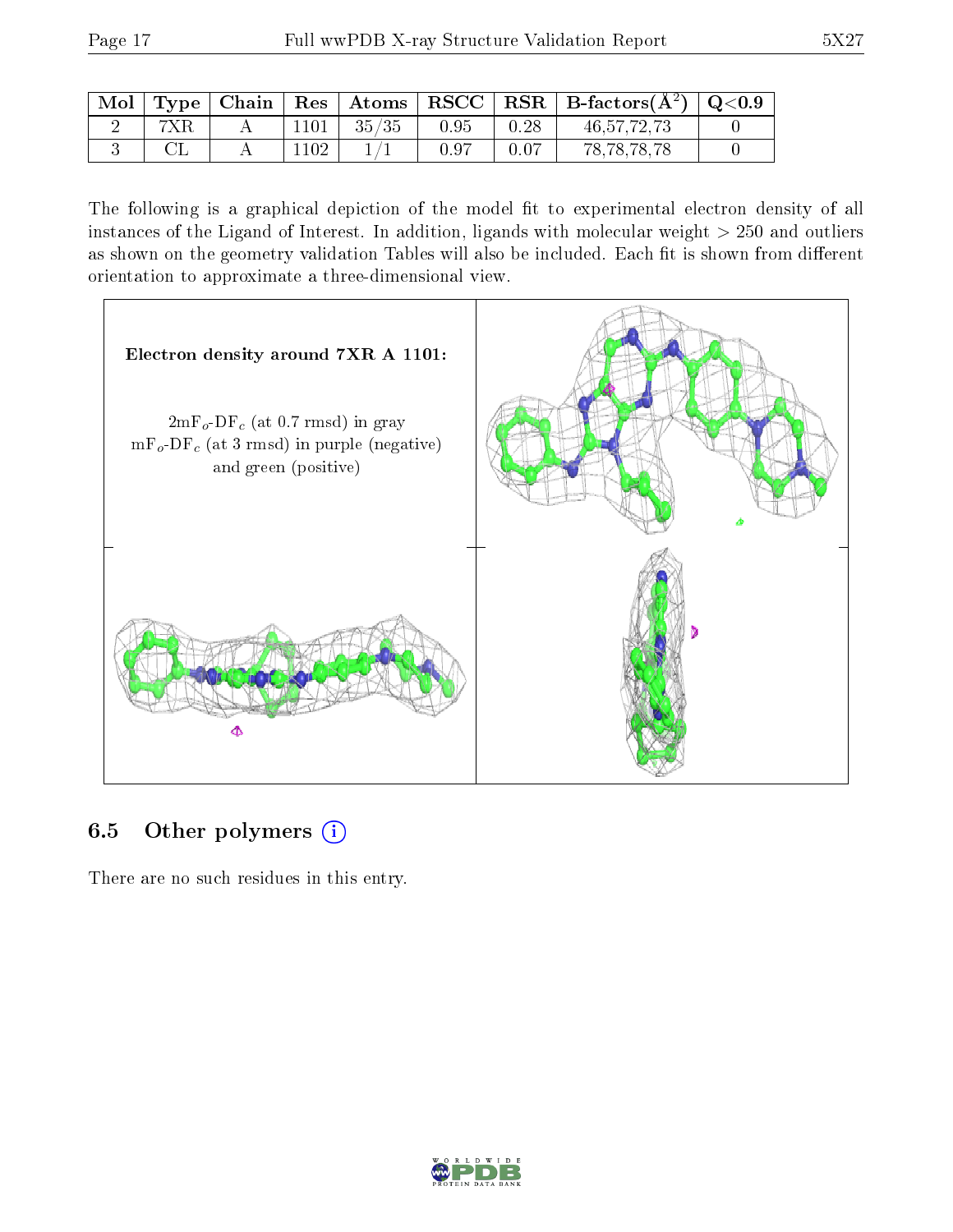| Mol | Type | Chain | Res | Atoms | RSCC | RSR | B-factors(Å$^2$) | Q<0.9 |
|---|---|---|---|---|---|---|---|---|
| 2 | 7XR | A | 1101 | 35/35 | 0.95 | 0.28 | 46,57,72,73 | 0 |
| 3 | CL | A | 1102 | 1/1 | 0.97 | 0.07 | 78,78,78,78 | 0 |

The following is a graphical depiction of the model fit to experimental electron density of all instances of the Ligand of Interest. In addition, ligands with molecular weight > 250 and outliers as shown on the geometry validation Tables will also be included. Each fit is shown from different orientation to approximate a three-dimensional view.

**Electron density around 7XR A 1101:**

2m$F_o$-D$F_c$ (at 0.7 rmsd) in gray
m$F_o$-D$F_c$ (at 3 rmsd) in purple (negative) and green (positive)

## 6.5 Other polymers

There are no such residues in this entry.